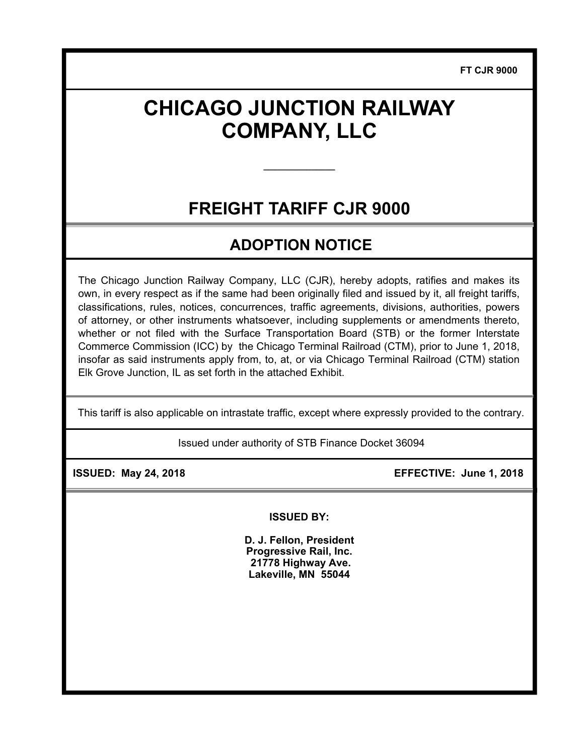FT CJR 9000

# CHICAGO JUNCTION RAILWAY COMPANY, LLC

---

## FREIGHT TARIFF CJR 9000

## ADOPTION NOTICE

The Chicago Junction Railway Company, LLC (CJR), hereby adopts, ratifies and makes its own, in every respect as if the same had been originally filed and issued by it, all freight tariffs, classifications, rules, notices, concurrences, traffic agreements, divisions, authorities, powers of attorney, or other instruments whatsoever, including supplements or amendments thereto, whether or not filed with the Surface Transportation Board (STB) or the former Interstate Commerce Commission (ICC) by the Chicago Terminal Railroad (CTM), prior to June 1, 2018, insofar as said instruments apply from, to, at, or via Chicago Terminal Railroad (CTM) station Elk Grove Junction, IL as set forth in the attached Exhibit.

This tariff is also applicable on intrastate traffic, except where expressly provided to the contrary.

Issued under authority of STB Finance Docket 36094

**ISSUED: May 24, 2018** **EFFECTIVE: June 1, 2018**

**ISSUED BY:**

**D. J. Fellon, President**
**Progressive Rail, Inc.**
**21778 Highway Ave.**
**Lakeville, MN 55044**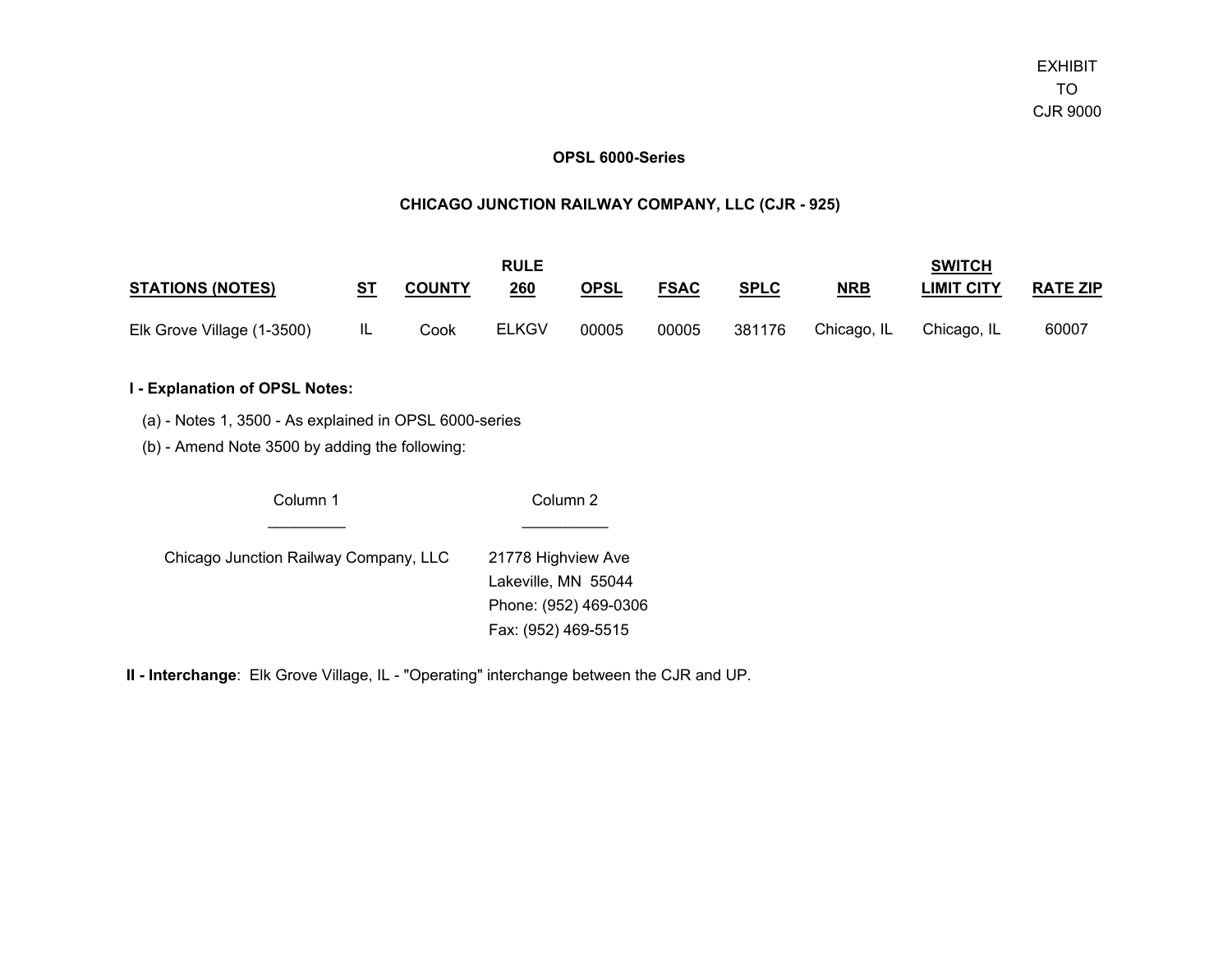EXHIBIT
TO
CJR 9000

**OPSL 6000-Series**

**CHICAGO JUNCTION RAILWAY COMPANY, LLC (CJR - 925)**

| STATIONS (NOTES) | ST | COUNTY | RULE 260 | OPSL | FSAC | SPLC | NRB | SWITCH LIMIT CITY | RATE ZIP |
|---|---|---|---|---|---|---|---|---|---|
| Elk Grove Village (1-3500) | IL | Cook | ELKGV | 00005 | 00005 | 381176 | Chicago, IL | Chicago, IL | 60007 |

**I - Explanation of OPSL Notes:**

(a) - Notes 1, 3500 - As explained in OPSL 6000-series

(b) - Amend Note 3500 by adding the following:

| Column 1 | Column 2 |
|---|---|
| Chicago Junction Railway Company, LLC | 21778 Highview Ave<br>Lakeville, MN 55044<br>Phone: (952) 469-0306<br>Fax: (952) 469-5515 |

**II - Interchange**: Elk Grove Village, IL - "Operating" interchange between the CJR and UP.